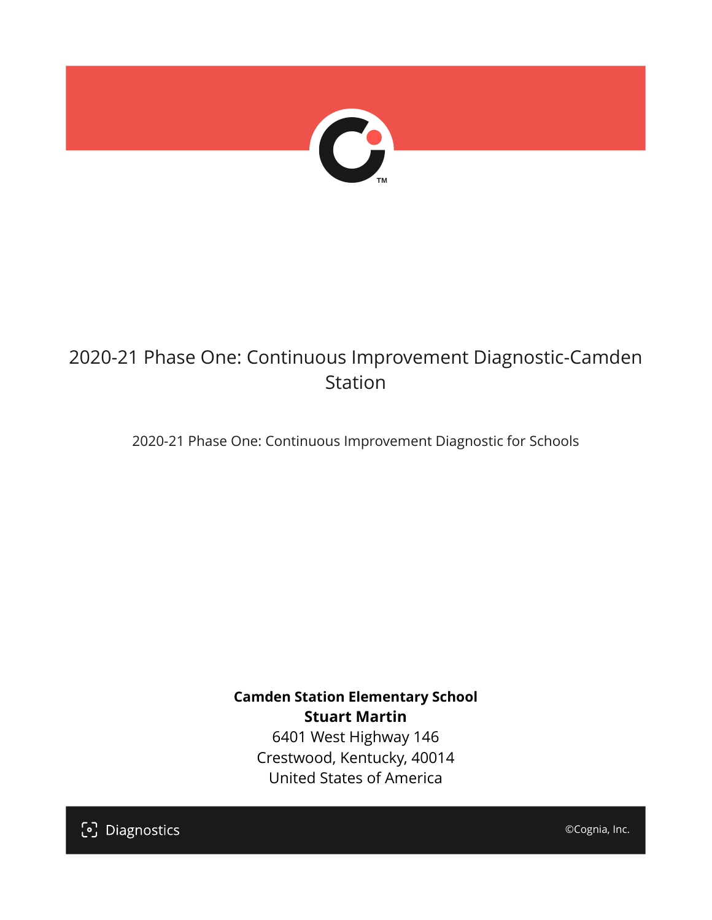# 2020-21 Phase One: Continuous Improvement Diagnostic-Camden Station

2020-21 Phase One: Continuous Improvement Diagnostic for Schools

**Camden Station Elementary School**
**Stuart Martin**
6401 West Highway 146
Crestwood, Kentucky, 40014
United States of America

Diagnostics ©Cognia, Inc.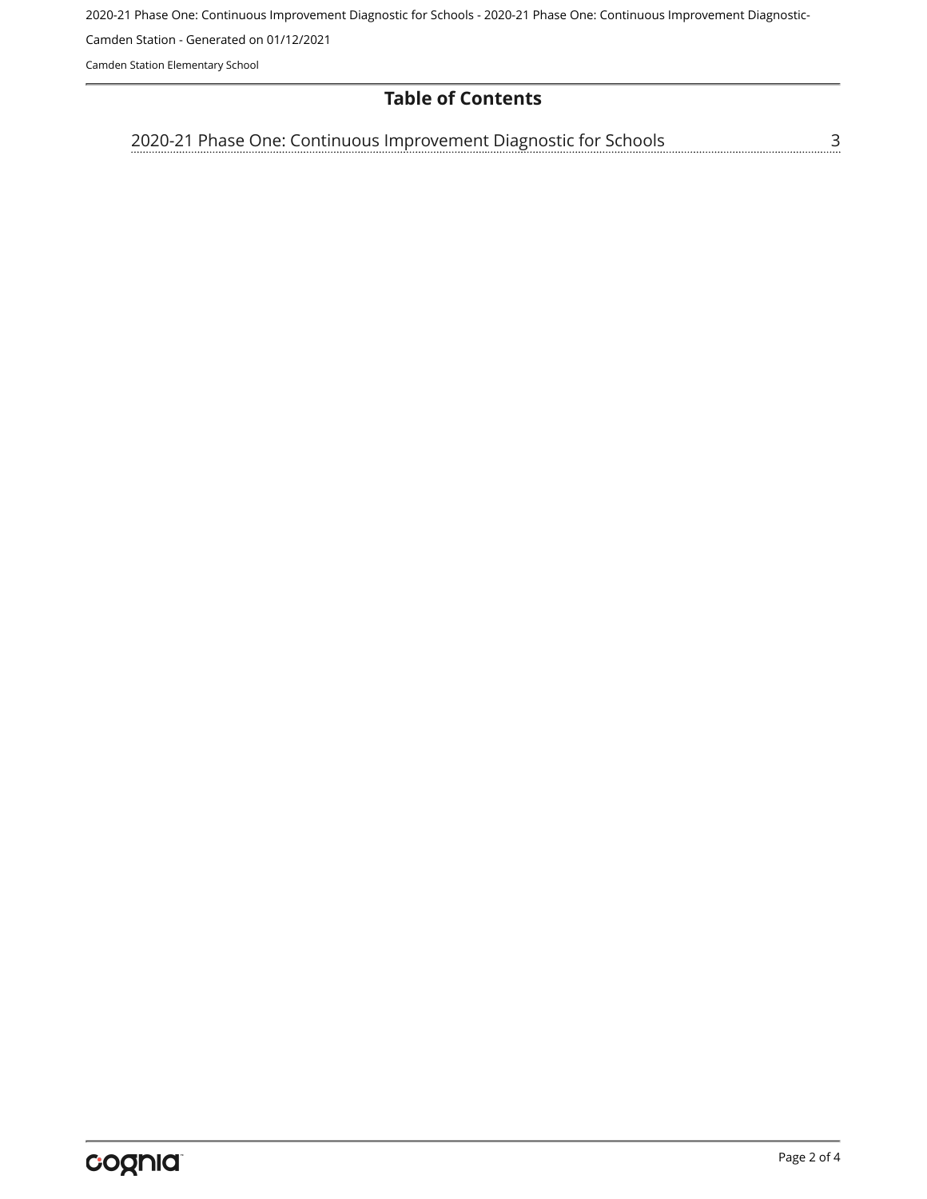# Table of Contents

2020-21 Phase One: Continuous Improvement Diagnostic for Schools ........ 3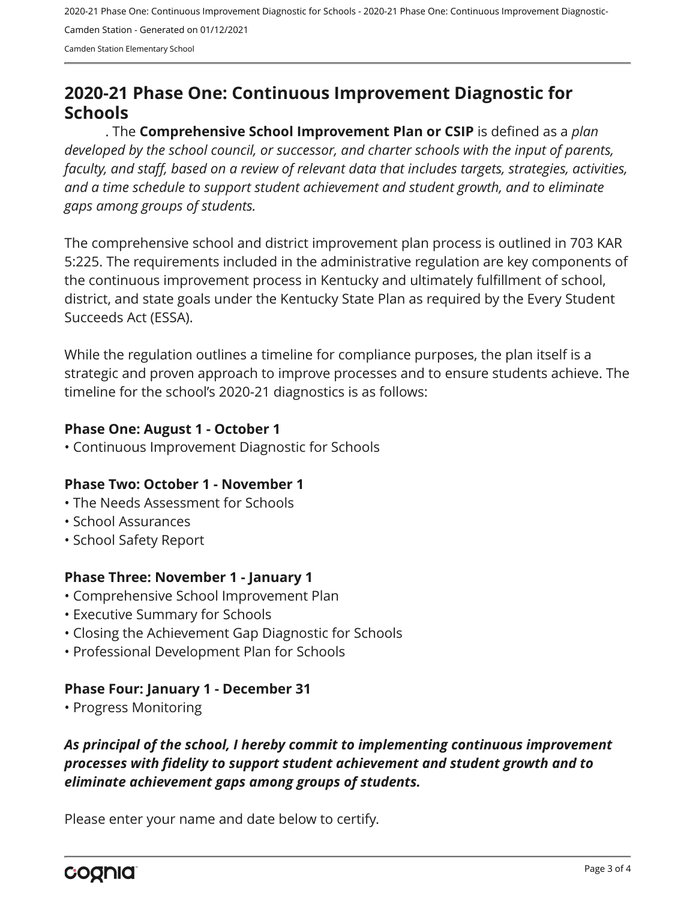# 2020-21 Phase One: Continuous Improvement Diagnostic for Schools

. The **Comprehensive School Improvement Plan or CSIP** is defined as a *plan developed by the school council, or successor, and charter schools with the input of parents, faculty, and staff, based on a review of relevant data that includes targets, strategies, activities, and a time schedule to support student achievement and student growth, and to eliminate gaps among groups of students.*

The comprehensive school and district improvement plan process is outlined in 703 KAR 5:225. The requirements included in the administrative regulation are key components of the continuous improvement process in Kentucky and ultimately fulfillment of school, district, and state goals under the Kentucky State Plan as required by the Every Student Succeeds Act (ESSA).

While the regulation outlines a timeline for compliance purposes, the plan itself is a strategic and proven approach to improve processes and to ensure students achieve. The timeline for the school's 2020-21 diagnostics is as follows:

**Phase One: August 1 - October 1**

- Continuous Improvement Diagnostic for Schools

**Phase Two: October 1 - November 1**

- The Needs Assessment for Schools
- School Assurances
- School Safety Report

**Phase Three: November 1 - January 1**

- Comprehensive School Improvement Plan
- Executive Summary for Schools
- Closing the Achievement Gap Diagnostic for Schools
- Professional Development Plan for Schools

**Phase Four: January 1 - December 31**

- Progress Monitoring

***As principal of the school, I hereby commit to implementing continuous improvement processes with fidelity to support student achievement and student growth and to eliminate achievement gaps among groups of students.***

Please enter your name and date below to certify.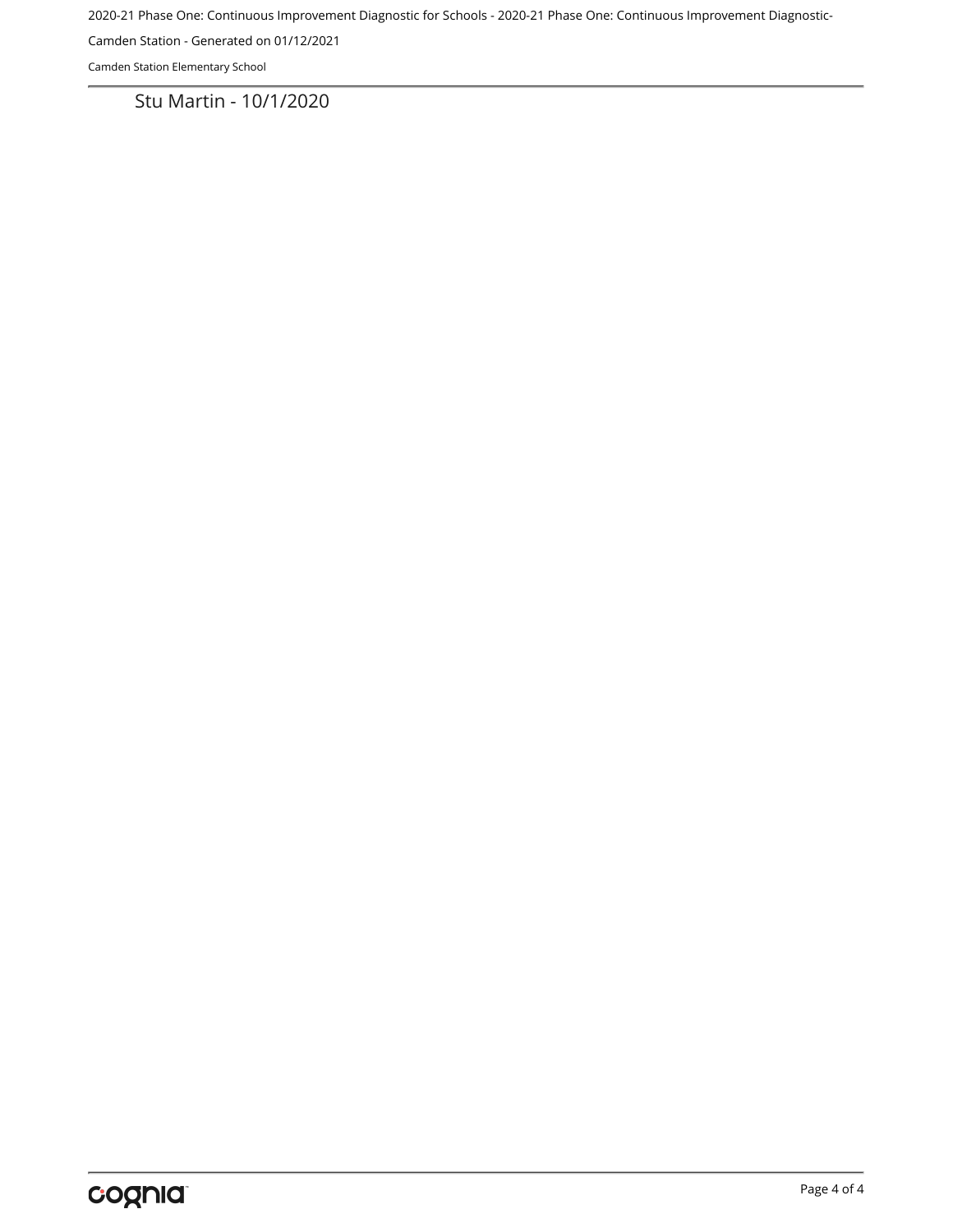Stu Martin - 10/1/2020